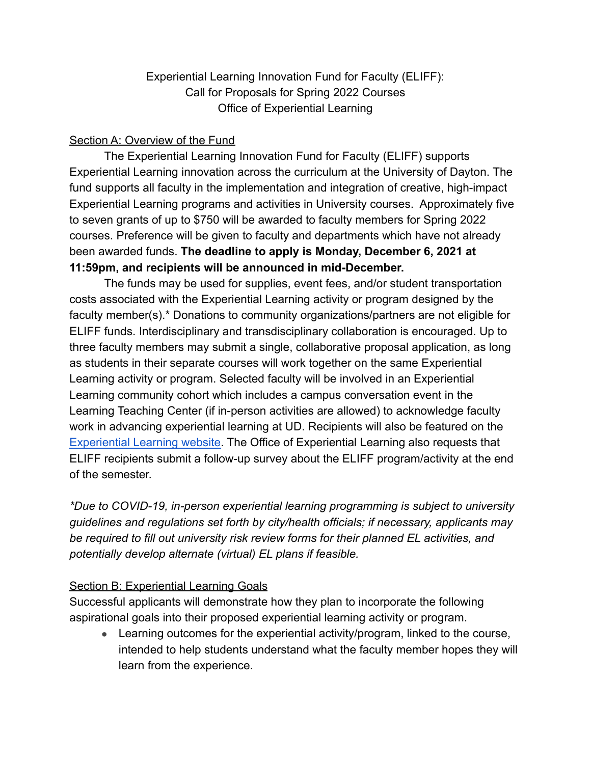# Experiential Learning Innovation Fund for Faculty (ELIFF): Call for Proposals for Spring 2022 Courses

Office of Experiential Learning

## Section A: Overview of the Fund

The Experiential Learning Innovation Fund for Faculty (ELIFF) supports Experiential Learning innovation across the curriculum at the University of Dayton. The fund supports all faculty in the implementation and integration of creative, high-impact Experiential Learning programs and activities in University courses. Approximately five to seven grants of up to $750 will be awarded to faculty members for Spring 2022 courses. Preference will be given to faculty and departments which have not already been awarded funds. **The deadline to apply is Monday, December 6, 2021 at 11:59pm, and recipients will be announced in mid-December.**

The funds may be used for supplies, event fees, and/or student transportation costs associated with the Experiential Learning activity or program designed by the faculty member(s).* Donations to community organizations/partners are not eligible for ELIFF funds. Interdisciplinary and transdisciplinary collaboration is encouraged. Up to three faculty members may submit a single, collaborative proposal application, as long as students in their separate courses will work together on the same Experiential Learning activity or program. Selected faculty will be involved in an Experiential Learning community cohort which includes a campus conversation event in the Learning Teaching Center (if in-person activities are allowed) to acknowledge faculty work in advancing experiential learning at UD. Recipients will also be featured on the [Experiential Learning website](). The Office of Experiential Learning also requests that ELIFF recipients submit a follow-up survey about the ELIFF program/activity at the end of the semester.

*\*Due to COVID-19, in-person experiential learning programming is subject to university guidelines and regulations set forth by city/health officials; if necessary, applicants may be required to fill out university risk review forms for their planned EL activities, and potentially develop alternate (virtual) EL plans if feasible.*

## Section B: Experiential Learning Goals

Successful applicants will demonstrate how they plan to incorporate the following aspirational goals into their proposed experiential learning activity or program.

- Learning outcomes for the experiential activity/program, linked to the course, intended to help students understand what the faculty member hopes they will learn from the experience.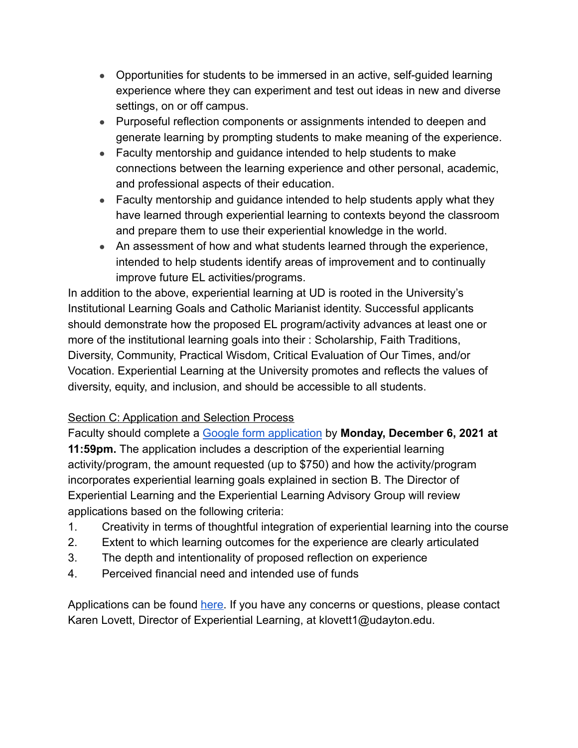- Opportunities for students to be immersed in an active, self-guided learning experience where they can experiment and test out ideas in new and diverse settings, on or off campus.
- Purposeful reflection components or assignments intended to deepen and generate learning by prompting students to make meaning of the experience.
- Faculty mentorship and guidance intended to help students to make connections between the learning experience and other personal, academic, and professional aspects of their education.
- Faculty mentorship and guidance intended to help students apply what they have learned through experiential learning to contexts beyond the classroom and prepare them to use their experiential knowledge in the world.
- An assessment of how and what students learned through the experience, intended to help students identify areas of improvement and to continually improve future EL activities/programs.

In addition to the above, experiential learning at UD is rooted in the University's Institutional Learning Goals and Catholic Marianist identity. Successful applicants should demonstrate how the proposed EL program/activity advances at least one or more of the institutional learning goals into their : Scholarship, Faith Traditions, Diversity, Community, Practical Wisdom, Critical Evaluation of Our Times, and/or Vocation. Experiential Learning at the University promotes and reflects the values of diversity, equity, and inclusion, and should be accessible to all students.

Section C: Application and Selection Process

Faculty should complete a Google form application by **Monday, December 6, 2021 at 11:59pm.** The application includes a description of the experiential learning activity/program, the amount requested (up to $750) and how the activity/program incorporates experiential learning goals explained in section B. The Director of Experiential Learning and the Experiential Learning Advisory Group will review applications based on the following criteria:

1. Creativity in terms of thoughtful integration of experiential learning into the course
2. Extent to which learning outcomes for the experience are clearly articulated
3. The depth and intentionality of proposed reflection on experience
4. Perceived financial need and intended use of funds

Applications can be found here. If you have any concerns or questions, please contact Karen Lovett, Director of Experiential Learning, at klovett1@udayton.edu.